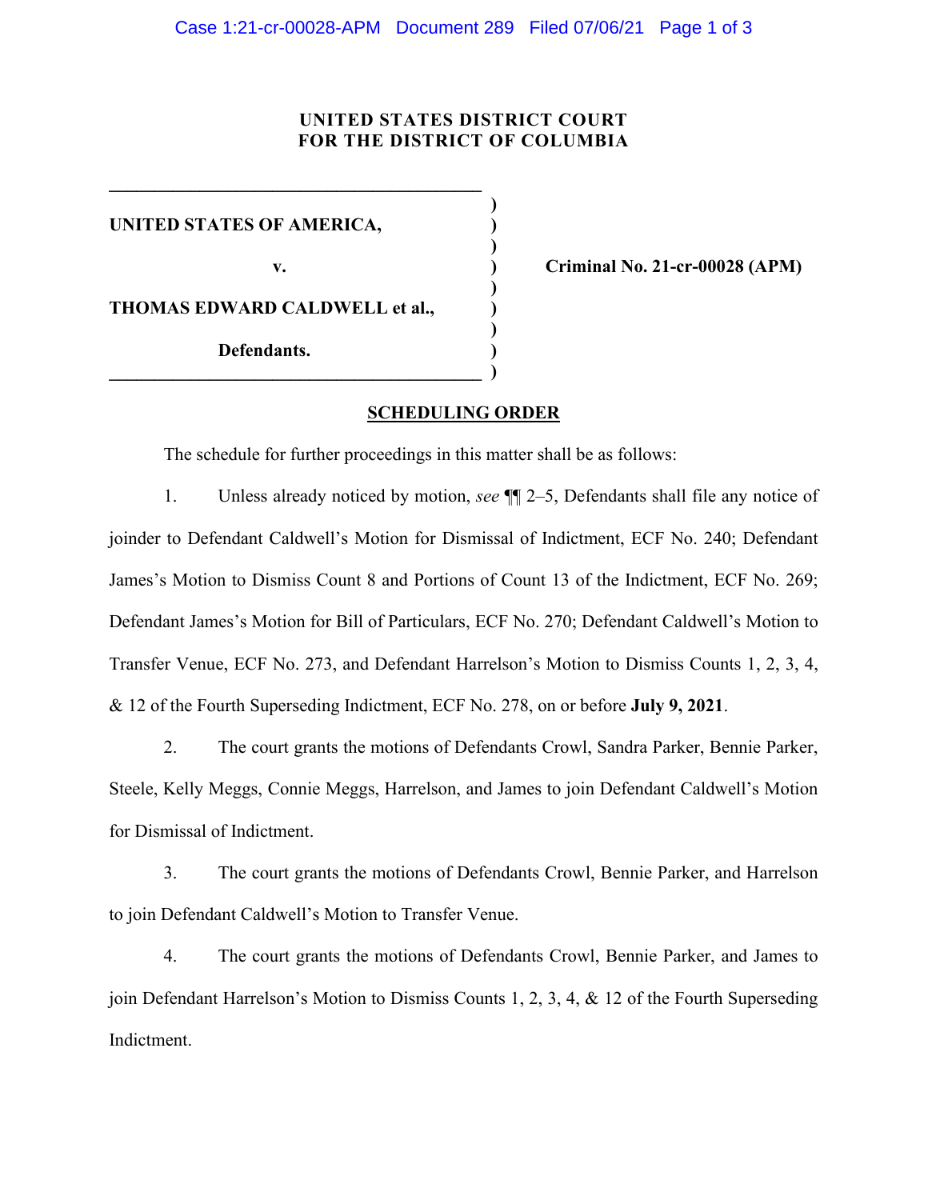**UNITED STATES DISTRICT COURT**
**FOR THE DISTRICT OF COLUMBIA**

| | | |
|---|---|---|
| **UNITED STATES OF AMERICA,** | ) | |
| **v.** | ) | **Criminal No. 21-cr-00028 (APM)** |
| **THOMAS EDWARD CALDWELL et al.,** | ) | |
| **Defendants.** | ) | |

## SCHEDULING ORDER

The schedule for further proceedings in this matter shall be as follows:

1. Unless already noticed by motion, *see* ¶¶ 2–5, Defendants shall file any notice of joinder to Defendant Caldwell's Motion for Dismissal of Indictment, ECF No. 240; Defendant James's Motion to Dismiss Count 8 and Portions of Count 13 of the Indictment, ECF No. 269; Defendant James's Motion for Bill of Particulars, ECF No. 270; Defendant Caldwell's Motion to Transfer Venue, ECF No. 273, and Defendant Harrelson's Motion to Dismiss Counts 1, 2, 3, 4, & 12 of the Fourth Superseding Indictment, ECF No. 278, on or before **July 9, 2021**.

2. The court grants the motions of Defendants Crowl, Sandra Parker, Bennie Parker, Steele, Kelly Meggs, Connie Meggs, Harrelson, and James to join Defendant Caldwell's Motion for Dismissal of Indictment.

3. The court grants the motions of Defendants Crowl, Bennie Parker, and Harrelson to join Defendant Caldwell's Motion to Transfer Venue.

4. The court grants the motions of Defendants Crowl, Bennie Parker, and James to join Defendant Harrelson's Motion to Dismiss Counts 1, 2, 3, 4, & 12 of the Fourth Superseding Indictment.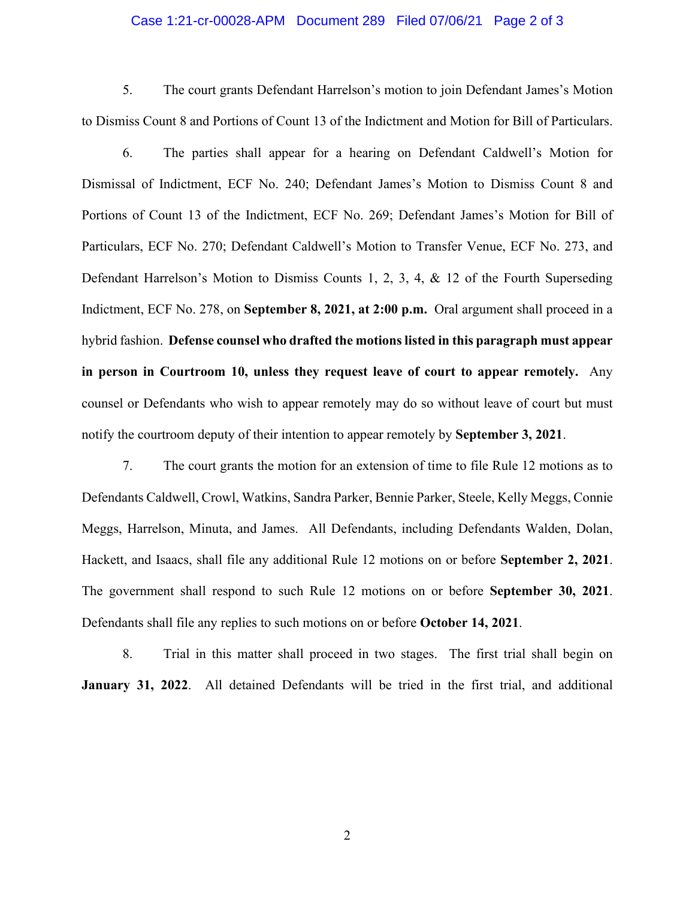5. The court grants Defendant Harrelson's motion to join Defendant James's Motion to Dismiss Count 8 and Portions of Count 13 of the Indictment and Motion for Bill of Particulars.

6. The parties shall appear for a hearing on Defendant Caldwell's Motion for Dismissal of Indictment, ECF No. 240; Defendant James's Motion to Dismiss Count 8 and Portions of Count 13 of the Indictment, ECF No. 269; Defendant James's Motion for Bill of Particulars, ECF No. 270; Defendant Caldwell's Motion to Transfer Venue, ECF No. 273, and Defendant Harrelson's Motion to Dismiss Counts 1, 2, 3, 4, & 12 of the Fourth Superseding Indictment, ECF No. 278, on **September 8, 2021, at 2:00 p.m.** Oral argument shall proceed in a hybrid fashion. **Defense counsel who drafted the motions listed in this paragraph must appear in person in Courtroom 10, unless they request leave of court to appear remotely.** Any counsel or Defendants who wish to appear remotely may do so without leave of court but must notify the courtroom deputy of their intention to appear remotely by **September 3, 2021**.

7. The court grants the motion for an extension of time to file Rule 12 motions as to Defendants Caldwell, Crowl, Watkins, Sandra Parker, Bennie Parker, Steele, Kelly Meggs, Connie Meggs, Harrelson, Minuta, and James. All Defendants, including Defendants Walden, Dolan, Hackett, and Isaacs, shall file any additional Rule 12 motions on or before **September 2, 2021**. The government shall respond to such Rule 12 motions on or before **September 30, 2021**. Defendants shall file any replies to such motions on or before **October 14, 2021**.

8. Trial in this matter shall proceed in two stages. The first trial shall begin on **January 31, 2022**. All detained Defendants will be tried in the first trial, and additional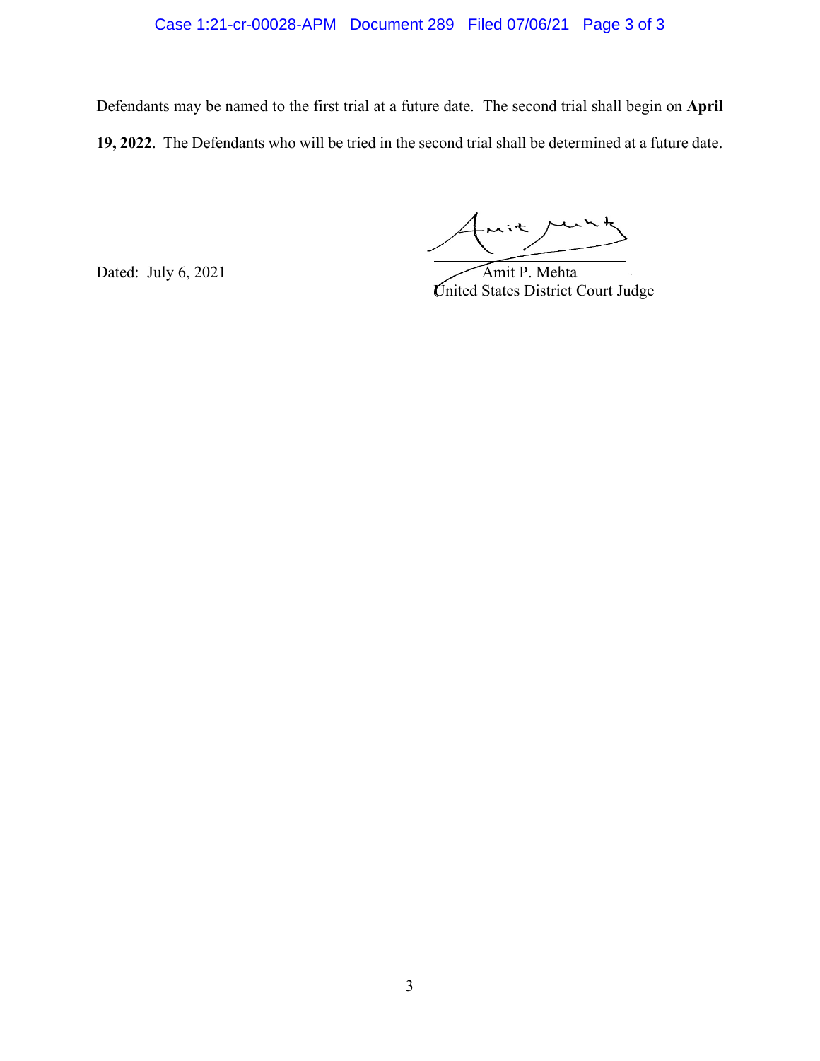Defendants may be named to the first trial at a future date. The second trial shall begin on **April 19, 2022**. The Defendants who will be tried in the second trial shall be determined at a future date.

Dated: July 6, 2021

Amit P. Mehta
United States District Court Judge